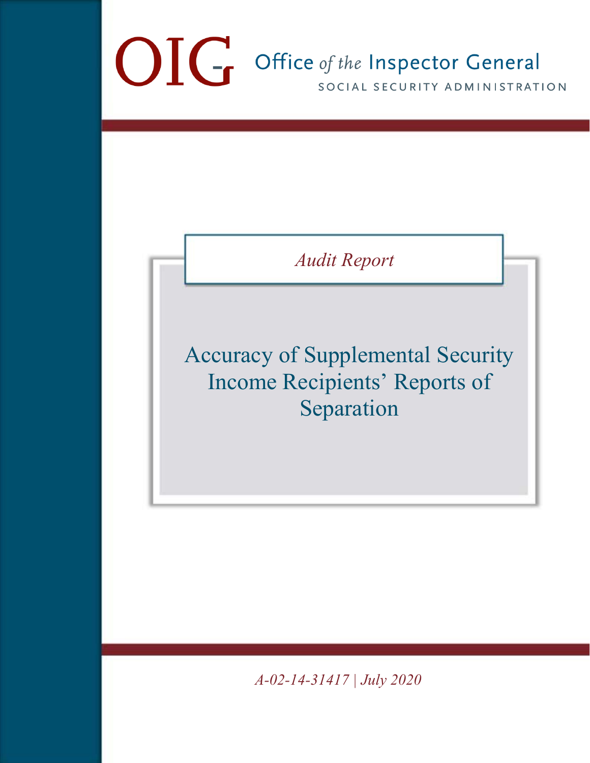# OIG Office of the Inspector General

SOCIAL SECURITY ADMINISTRATION

*Audit Report*

# Accuracy of Supplemental Security Income Recipients' Reports of Separation

*A-02-14-31417 | July 2020*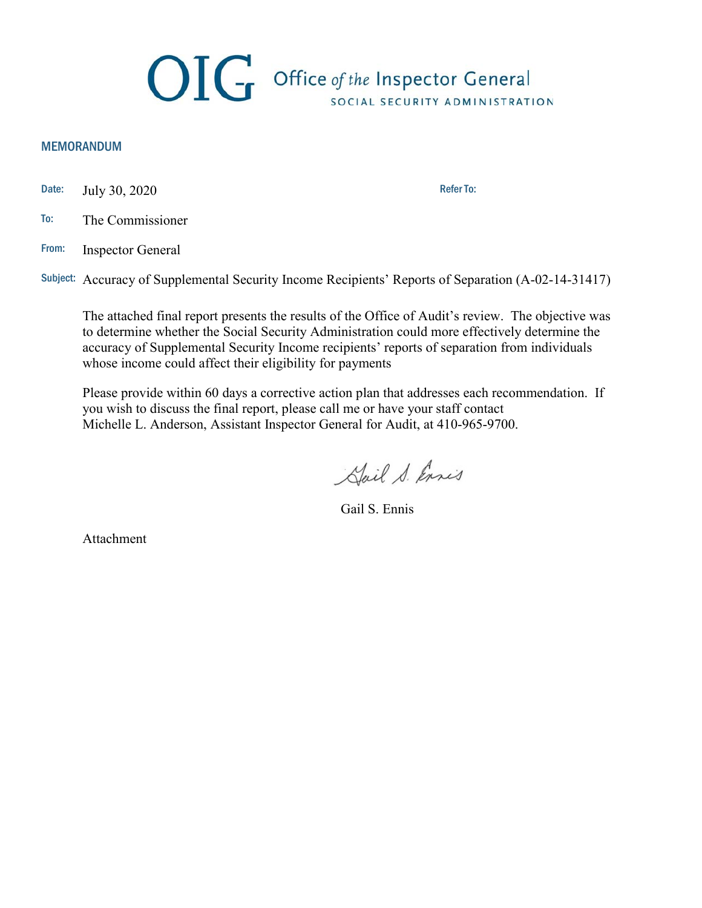# OIG Office of the Inspector General

SOCIAL SECURITY ADMINISTRATION

## MEMORANDUM

**Date:** July 30, 2020

**Refer To:**

**To:** The Commissioner

**From:** Inspector General

**Subject:** Accuracy of Supplemental Security Income Recipients' Reports of Separation (A-02-14-31417)

The attached final report presents the results of the Office of Audit's review. The objective was to determine whether the Social Security Administration could more effectively determine the accuracy of Supplemental Security Income recipients' reports of separation from individuals whose income could affect their eligibility for payments

Please provide within 60 days a corrective action plan that addresses each recommendation. If you wish to discuss the final report, please call me or have your staff contact Michelle L. Anderson, Assistant Inspector General for Audit, at 410-965-9700.

Gail S. Ennis

Attachment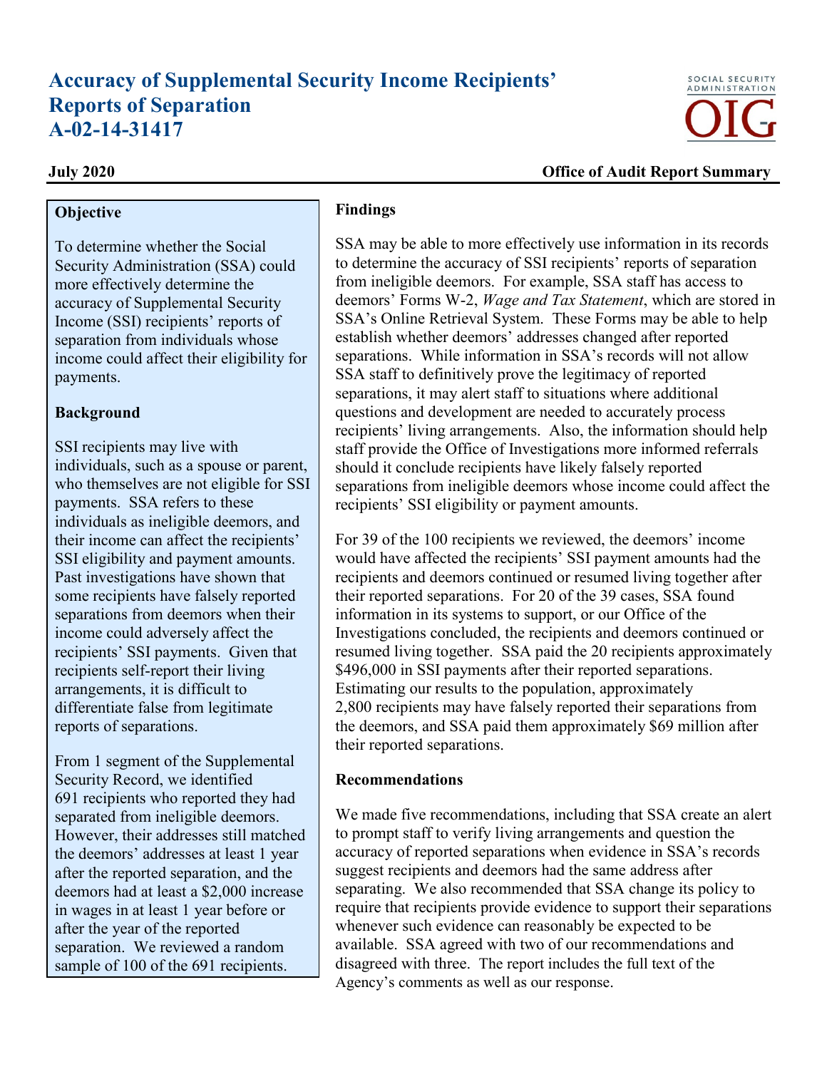# Accuracy of Supplemental Security Income Recipients' Reports of Separation
# A-02-14-31417

**July 2020** **Office of Audit Report Summary**

### Objective

To determine whether the Social Security Administration (SSA) could more effectively determine the accuracy of Supplemental Security Income (SSI) recipients' reports of separation from individuals whose income could affect their eligibility for payments.

### Background

SSI recipients may live with individuals, such as a spouse or parent, who themselves are not eligible for SSI payments. SSA refers to these individuals as ineligible deemors, and their income can affect the recipients' SSI eligibility and payment amounts. Past investigations have shown that some recipients have falsely reported separations from deemors when their income could adversely affect the recipients' SSI payments. Given that recipients self-report their living arrangements, it is difficult to differentiate false from legitimate reports of separations.

From 1 segment of the Supplemental Security Record, we identified 691 recipients who reported they had separated from ineligible deemors. However, their addresses still matched the deemors' addresses at least 1 year after the reported separation, and the deemors had at least a $2,000 increase in wages in at least 1 year before or after the year of the reported separation. We reviewed a random sample of 100 of the 691 recipients.

### Findings

SSA may be able to more effectively use information in its records to determine the accuracy of SSI recipients' reports of separation from ineligible deemors. For example, SSA staff has access to deemors' Forms W-2, *Wage and Tax Statement*, which are stored in SSA's Online Retrieval System. These Forms may be able to help establish whether deemors' addresses changed after reported separations. While information in SSA's records will not allow SSA staff to definitively prove the legitimacy of reported separations, it may alert staff to situations where additional questions and development are needed to accurately process recipients' living arrangements. Also, the information should help staff provide the Office of Investigations more informed referrals should it conclude recipients have likely falsely reported separations from ineligible deemors whose income could affect the recipients' SSI eligibility or payment amounts.

For 39 of the 100 recipients we reviewed, the deemors' income would have affected the recipients' SSI payment amounts had the recipients and deemors continued or resumed living together after their reported separations. For 20 of the 39 cases, SSA found information in its systems to support, or our Office of the Investigations concluded, the recipients and deemors continued or resumed living together. SSA paid the 20 recipients approximately $496,000 in SSI payments after their reported separations. Estimating our results to the population, approximately 2,800 recipients may have falsely reported their separations from the deemors, and SSA paid them approximately $69 million after their reported separations.

### Recommendations

We made five recommendations, including that SSA create an alert to prompt staff to verify living arrangements and question the accuracy of reported separations when evidence in SSA's records suggest recipients and deemors had the same address after separating. We also recommended that SSA change its policy to require that recipients provide evidence to support their separations whenever such evidence can reasonably be expected to be available. SSA agreed with two of our recommendations and disagreed with three. The report includes the full text of the Agency's comments as well as our response.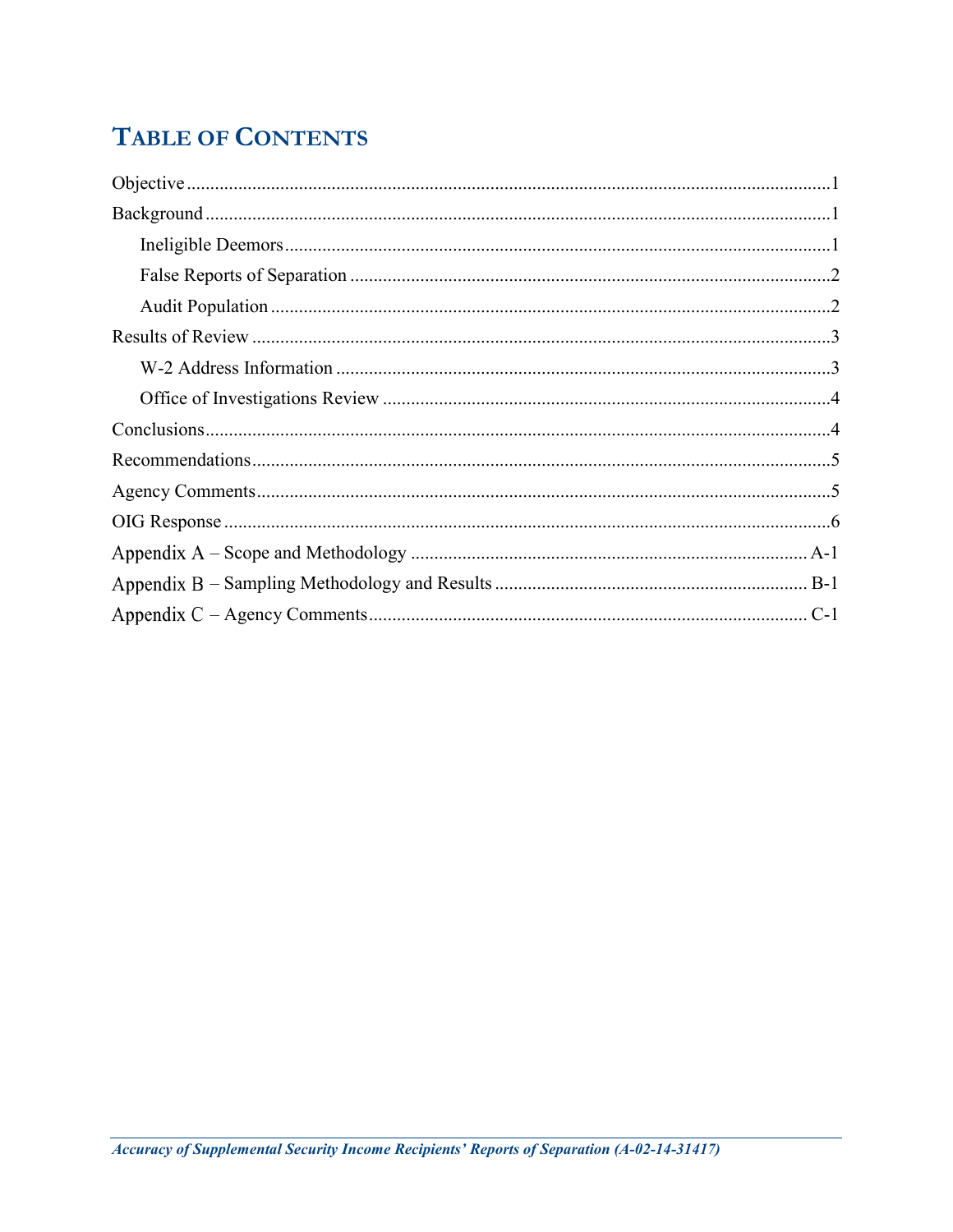# TABLE OF CONTENTS

Objective ........................................................................................................................1

Background .....................................................................................................................1

- Ineligible Deemors ....................................................................................................1
- False Reports of Separation .....................................................................................2
- Audit Population .......................................................................................................2

Results of Review ...........................................................................................................3

- W-2 Address Information .........................................................................................3
- Office of Investigations Review ...............................................................................4

Conclusions .....................................................................................................................4

Recommendations ..........................................................................................................5

Agency Comments .........................................................................................................5

OIG Response .................................................................................................................6

Appendix A – Scope and Methodology .................................................................... A-1

Appendix B – Sampling Methodology and Results .................................................. B-1

Appendix C – Agency Comments ............................................................................. C-1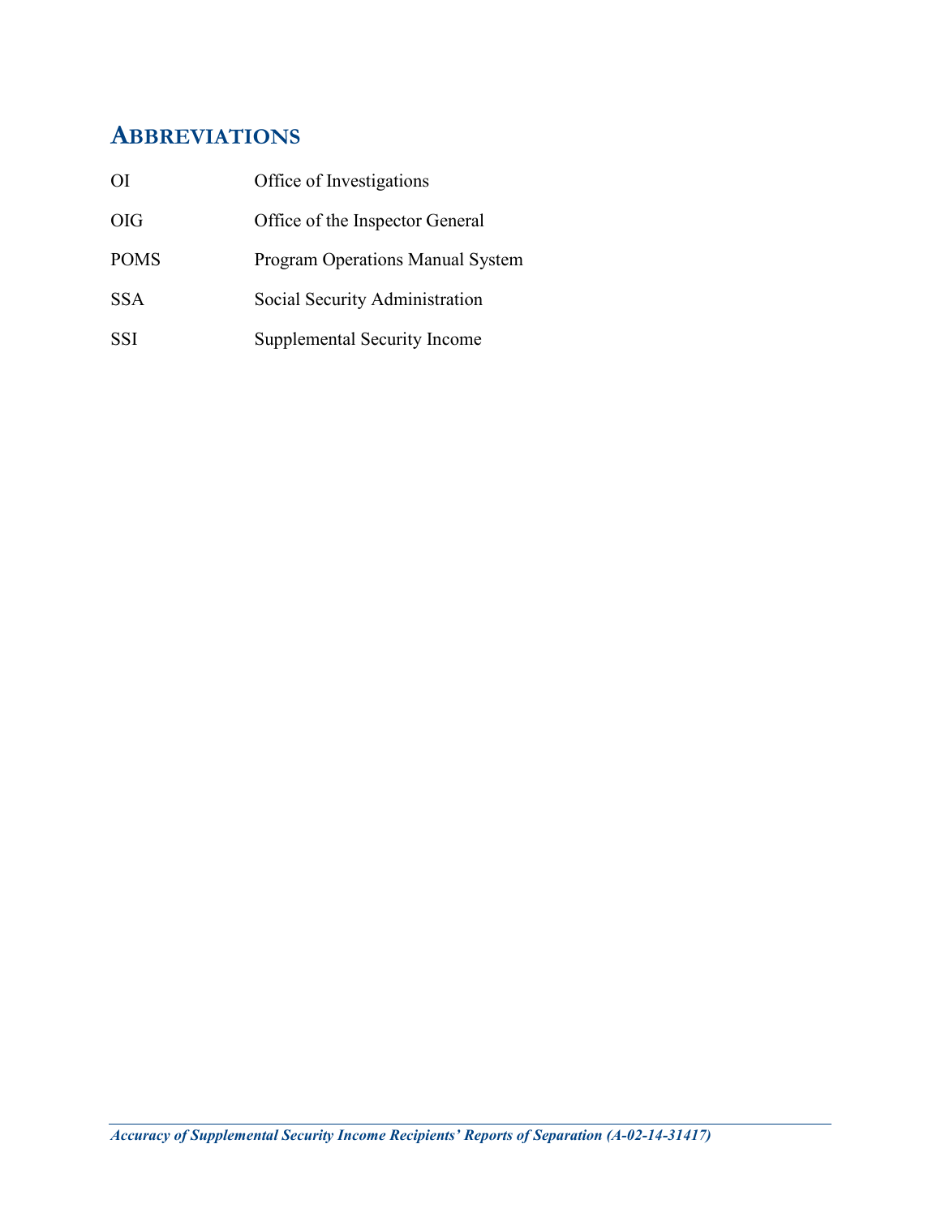## ABBREVIATIONS

| | |
|---|---|
| OI | Office of Investigations |
| OIG | Office of the Inspector General |
| POMS | Program Operations Manual System |
| SSA | Social Security Administration |
| SSI | Supplemental Security Income |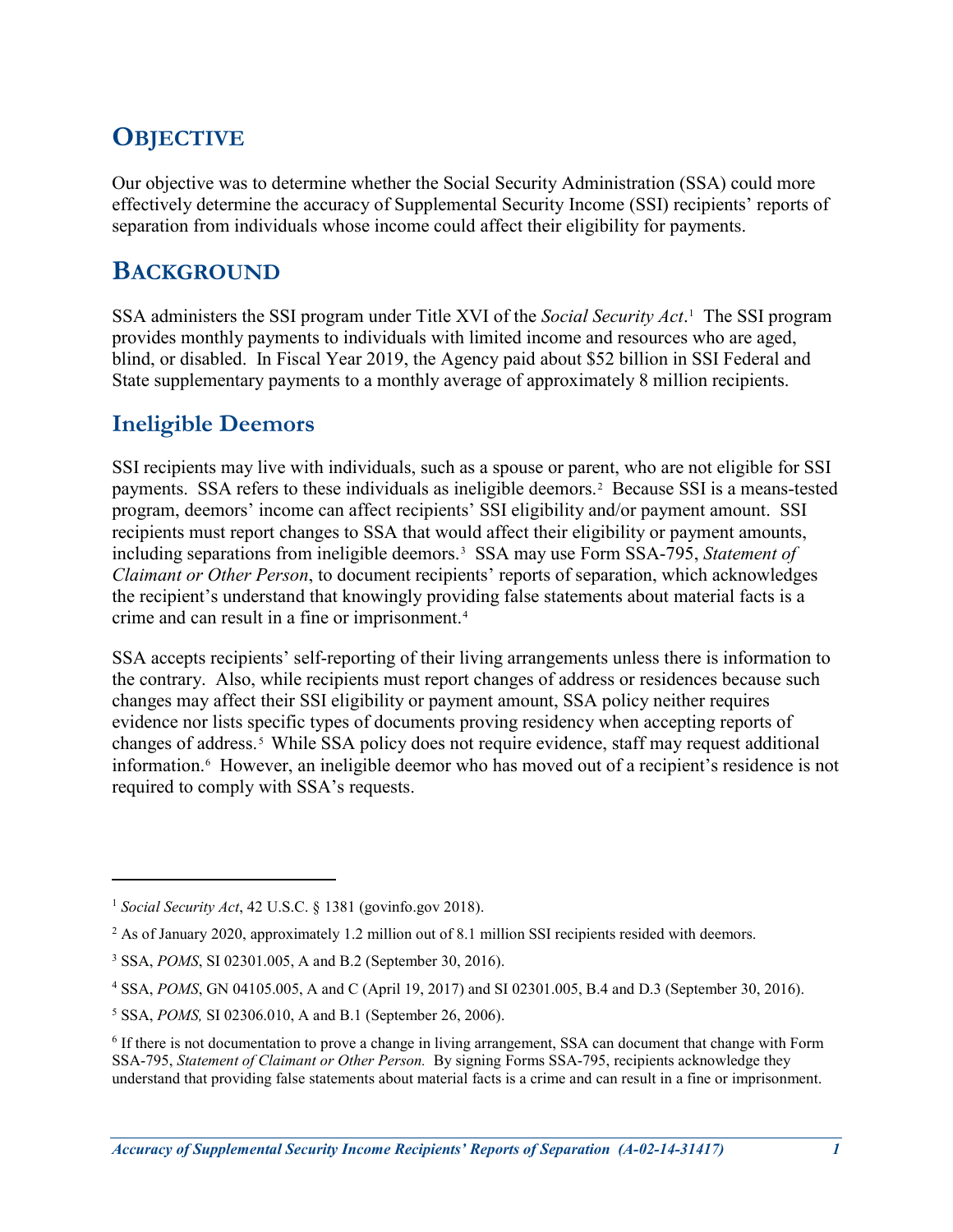# OBJECTIVE

Our objective was to determine whether the Social Security Administration (SSA) could more effectively determine the accuracy of Supplemental Security Income (SSI) recipients' reports of separation from individuals whose income could affect their eligibility for payments.

# BACKGROUND

SSA administers the SSI program under Title XVI of the *Social Security Act*.[1] The SSI program provides monthly payments to individuals with limited income and resources who are aged, blind, or disabled. In Fiscal Year 2019, the Agency paid about $52 billion in SSI Federal and State supplementary payments to a monthly average of approximately 8 million recipients.

## Ineligible Deemors

SSI recipients may live with individuals, such as a spouse or parent, who are not eligible for SSI payments. SSA refers to these individuals as ineligible deemors.[2] Because SSI is a means-tested program, deemors' income can affect recipients' SSI eligibility and/or payment amount. SSI recipients must report changes to SSA that would affect their eligibility or payment amounts, including separations from ineligible deemors.[3] SSA may use Form SSA-795, *Statement of Claimant or Other Person*, to document recipients' reports of separation, which acknowledges the recipient's understand that knowingly providing false statements about material facts is a crime and can result in a fine or imprisonment.[4]

SSA accepts recipients' self-reporting of their living arrangements unless there is information to the contrary. Also, while recipients must report changes of address or residences because such changes may affect their SSI eligibility or payment amount, SSA policy neither requires evidence nor lists specific types of documents proving residency when accepting reports of changes of address.[5] While SSA policy does not require evidence, staff may request additional information.[6] However, an ineligible deemor who has moved out of a recipient's residence is not required to comply with SSA's requests.

---

[1] *Social Security Act*, 42 U.S.C. § 1381 (govinfo.gov 2018).

[2] As of January 2020, approximately 1.2 million out of 8.1 million SSI recipients resided with deemors.

[3] SSA, *POMS*, SI 02301.005, A and B.2 (September 30, 2016).

[4] SSA, *POMS*, GN 04105.005, A and C (April 19, 2017) and SI 02301.005, B.4 and D.3 (September 30, 2016).

[5] SSA, *POMS,* SI 02306.010, A and B.1 (September 26, 2006).

[6] If there is not documentation to prove a change in living arrangement, SSA can document that change with Form SSA-795, *Statement of Claimant or Other Person.* By signing Forms SSA-795, recipients acknowledge they understand that providing false statements about material facts is a crime and can result in a fine or imprisonment.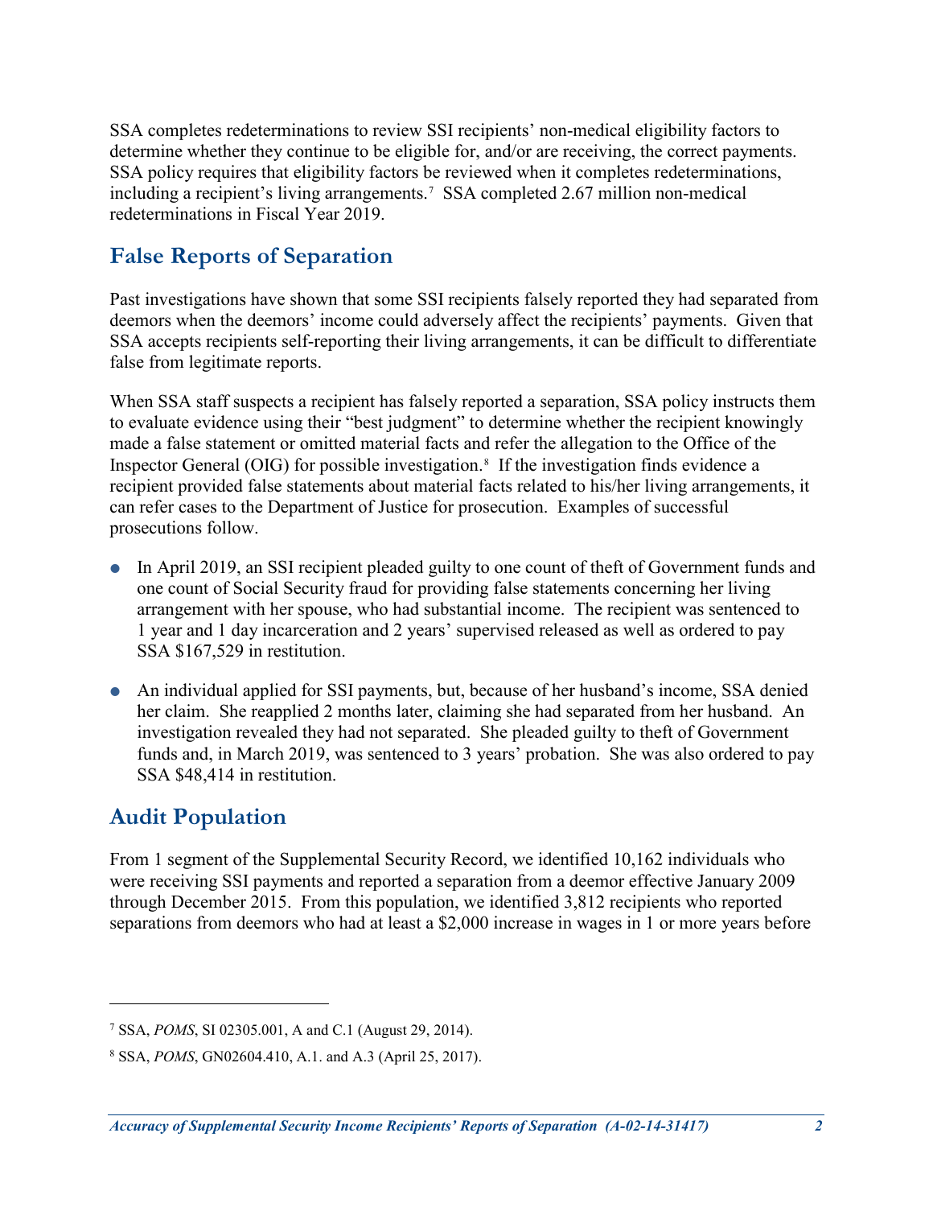SSA completes redeterminations to review SSI recipients' non-medical eligibility factors to determine whether they continue to be eligible for, and/or are receiving, the correct payments. SSA policy requires that eligibility factors be reviewed when it completes redeterminations, including a recipient's living arrangements.[7] SSA completed 2.67 million non-medical redeterminations in Fiscal Year 2019.

## False Reports of Separation

Past investigations have shown that some SSI recipients falsely reported they had separated from deemors when the deemors' income could adversely affect the recipients' payments. Given that SSA accepts recipients self-reporting their living arrangements, it can be difficult to differentiate false from legitimate reports.

When SSA staff suspects a recipient has falsely reported a separation, SSA policy instructs them to evaluate evidence using their "best judgment" to determine whether the recipient knowingly made a false statement or omitted material facts and refer the allegation to the Office of the Inspector General (OIG) for possible investigation.[8] If the investigation finds evidence a recipient provided false statements about material facts related to his/her living arrangements, it can refer cases to the Department of Justice for prosecution. Examples of successful prosecutions follow.

- In April 2019, an SSI recipient pleaded guilty to one count of theft of Government funds and one count of Social Security fraud for providing false statements concerning her living arrangement with her spouse, who had substantial income. The recipient was sentenced to 1 year and 1 day incarceration and 2 years' supervised released as well as ordered to pay SSA $167,529 in restitution.
- An individual applied for SSI payments, but, because of her husband's income, SSA denied her claim. She reapplied 2 months later, claiming she had separated from her husband. An investigation revealed they had not separated. She pleaded guilty to theft of Government funds and, in March 2019, was sentenced to 3 years' probation. She was also ordered to pay SSA $48,414 in restitution.

## Audit Population

From 1 segment of the Supplemental Security Record, we identified 10,162 individuals who were receiving SSI payments and reported a separation from a deemor effective January 2009 through December 2015. From this population, we identified 3,812 recipients who reported separations from deemors who had at least a $2,000 increase in wages in 1 or more years before

---

[7] SSA, *POMS*, SI 02305.001, A and C.1 (August 29, 2014).

[8] SSA, *POMS*, GN02604.410, A.1. and A.3 (April 25, 2017).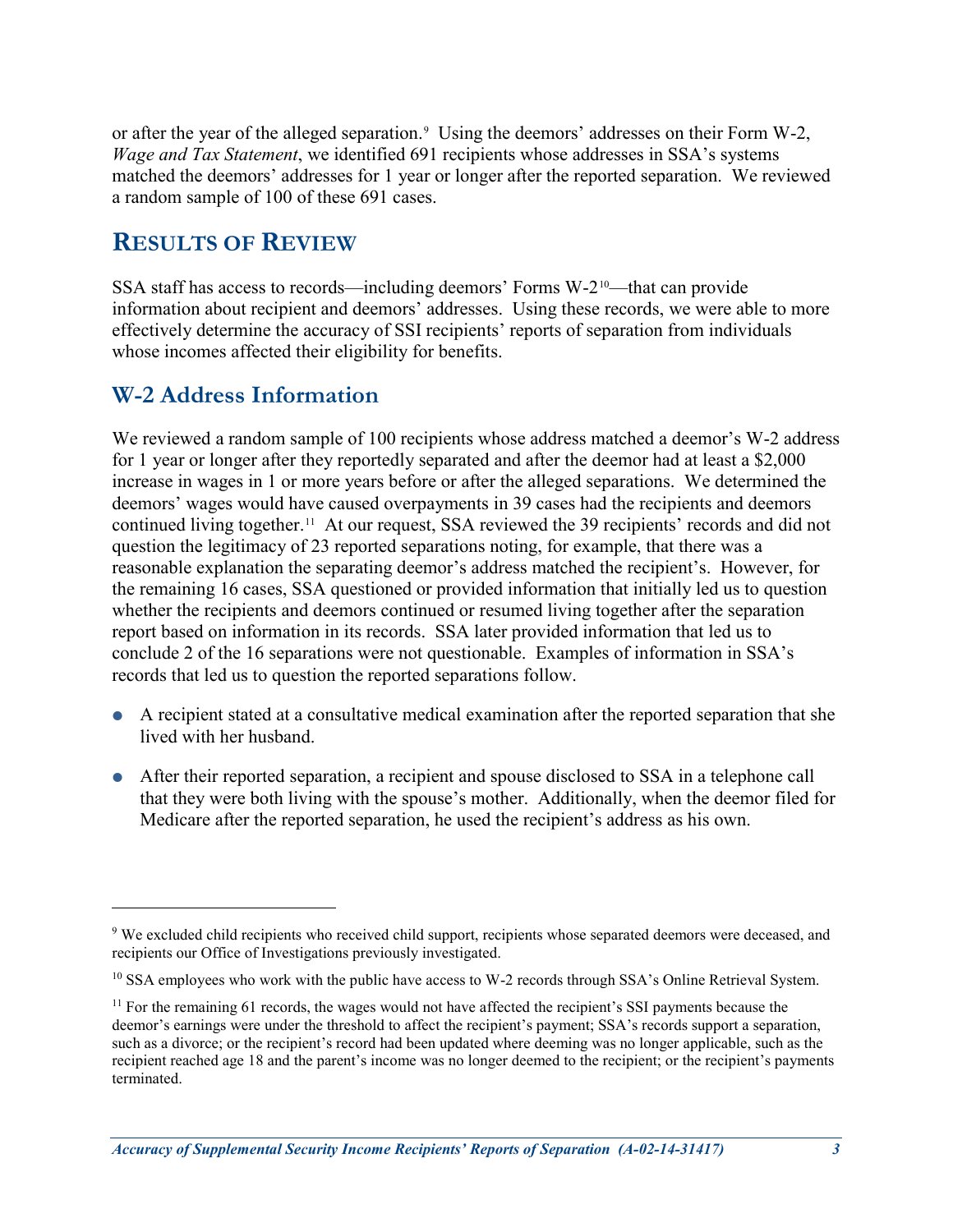or after the year of the alleged separation.[9] Using the deemors' addresses on their Form W-2, *Wage and Tax Statement*, we identified 691 recipients whose addresses in SSA's systems matched the deemors' addresses for 1 year or longer after the reported separation. We reviewed a random sample of 100 of these 691 cases.

# RESULTS OF REVIEW

SSA staff has access to records—including deemors' Forms W-2[10]—that can provide information about recipient and deemors' addresses. Using these records, we were able to more effectively determine the accuracy of SSI recipients' reports of separation from individuals whose incomes affected their eligibility for benefits.

## W-2 Address Information

We reviewed a random sample of 100 recipients whose address matched a deemor's W-2 address for 1 year or longer after they reportedly separated and after the deemor had at least a $2,000 increase in wages in 1 or more years before or after the alleged separations. We determined the deemors' wages would have caused overpayments in 39 cases had the recipients and deemors continued living together.[11] At our request, SSA reviewed the 39 recipients' records and did not question the legitimacy of 23 reported separations noting, for example, that there was a reasonable explanation the separating deemor's address matched the recipient's. However, for the remaining 16 cases, SSA questioned or provided information that initially led us to question whether the recipients and deemors continued or resumed living together after the separation report based on information in its records. SSA later provided information that led us to conclude 2 of the 16 separations were not questionable. Examples of information in SSA's records that led us to question the reported separations follow.

- A recipient stated at a consultative medical examination after the reported separation that she lived with her husband.
- After their reported separation, a recipient and spouse disclosed to SSA in a telephone call that they were both living with the spouse's mother. Additionally, when the deemor filed for Medicare after the reported separation, he used the recipient's address as his own.

---

[9] We excluded child recipients who received child support, recipients whose separated deemors were deceased, and recipients our Office of Investigations previously investigated.

[10] SSA employees who work with the public have access to W-2 records through SSA's Online Retrieval System.

[11] For the remaining 61 records, the wages would not have affected the recipient's SSI payments because the deemor's earnings were under the threshold to affect the recipient's payment; SSA's records support a separation, such as a divorce; or the recipient's record had been updated where deeming was no longer applicable, such as the recipient reached age 18 and the parent's income was no longer deemed to the recipient; or the recipient's payments terminated.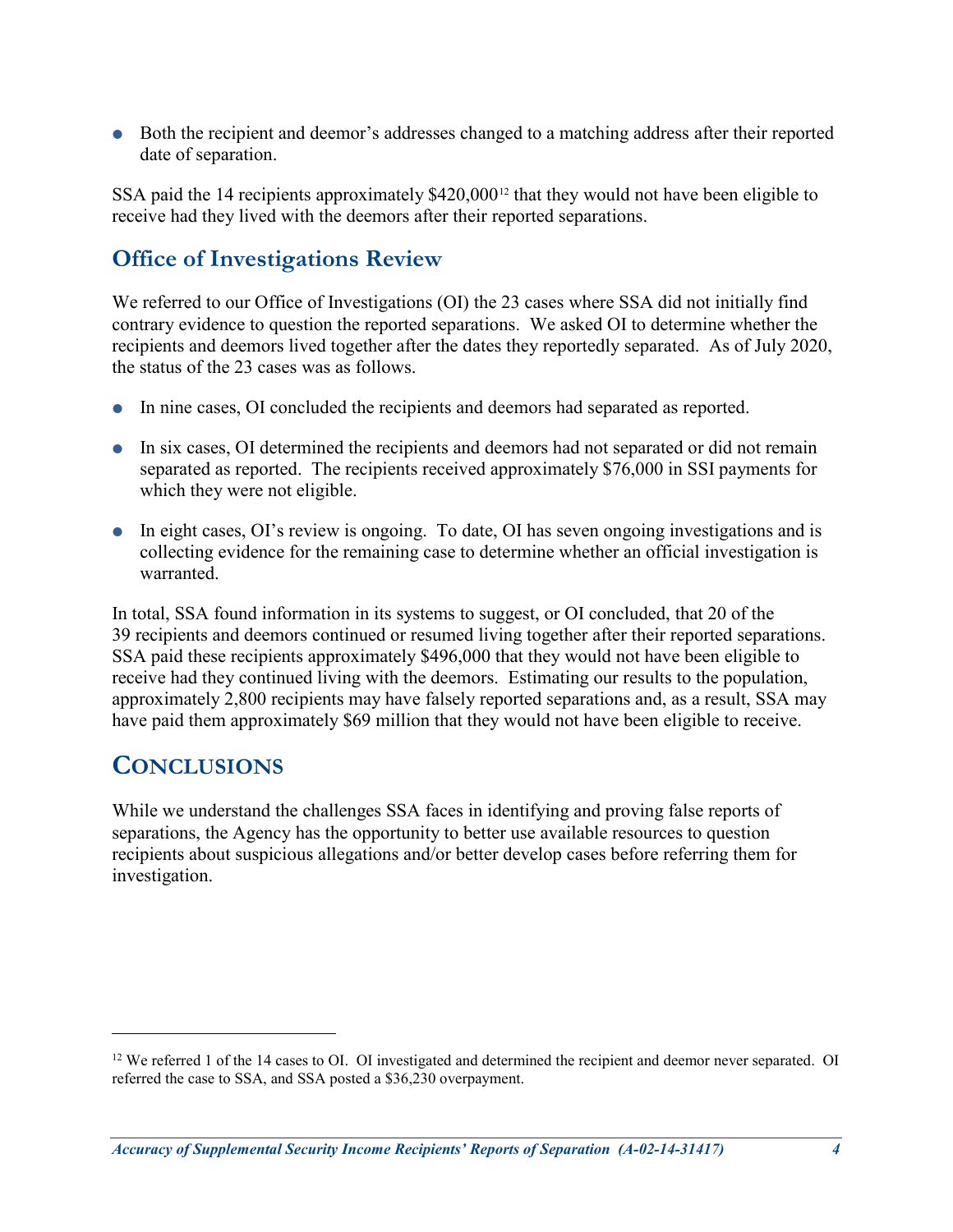- Both the recipient and deemor's addresses changed to a matching address after their reported date of separation.

SSA paid the 14 recipients approximately $420,000[12] that they would not have been eligible to receive had they lived with the deemors after their reported separations.

## Office of Investigations Review

We referred to our Office of Investigations (OI) the 23 cases where SSA did not initially find contrary evidence to question the reported separations. We asked OI to determine whether the recipients and deemors lived together after the dates they reportedly separated. As of July 2020, the status of the 23 cases was as follows.

- In nine cases, OI concluded the recipients and deemors had separated as reported.
- In six cases, OI determined the recipients and deemors had not separated or did not remain separated as reported. The recipients received approximately $76,000 in SSI payments for which they were not eligible.
- In eight cases, OI's review is ongoing. To date, OI has seven ongoing investigations and is collecting evidence for the remaining case to determine whether an official investigation is warranted.

In total, SSA found information in its systems to suggest, or OI concluded, that 20 of the 39 recipients and deemors continued or resumed living together after their reported separations. SSA paid these recipients approximately $496,000 that they would not have been eligible to receive had they continued living with the deemors. Estimating our results to the population, approximately 2,800 recipients may have falsely reported separations and, as a result, SSA may have paid them approximately $69 million that they would not have been eligible to receive.

# CONCLUSIONS

While we understand the challenges SSA faces in identifying and proving false reports of separations, the Agency has the opportunity to better use available resources to question recipients about suspicious allegations and/or better develop cases before referring them for investigation.

---

[12] We referred 1 of the 14 cases to OI. OI investigated and determined the recipient and deemor never separated. OI referred the case to SSA, and SSA posted a $36,230 overpayment.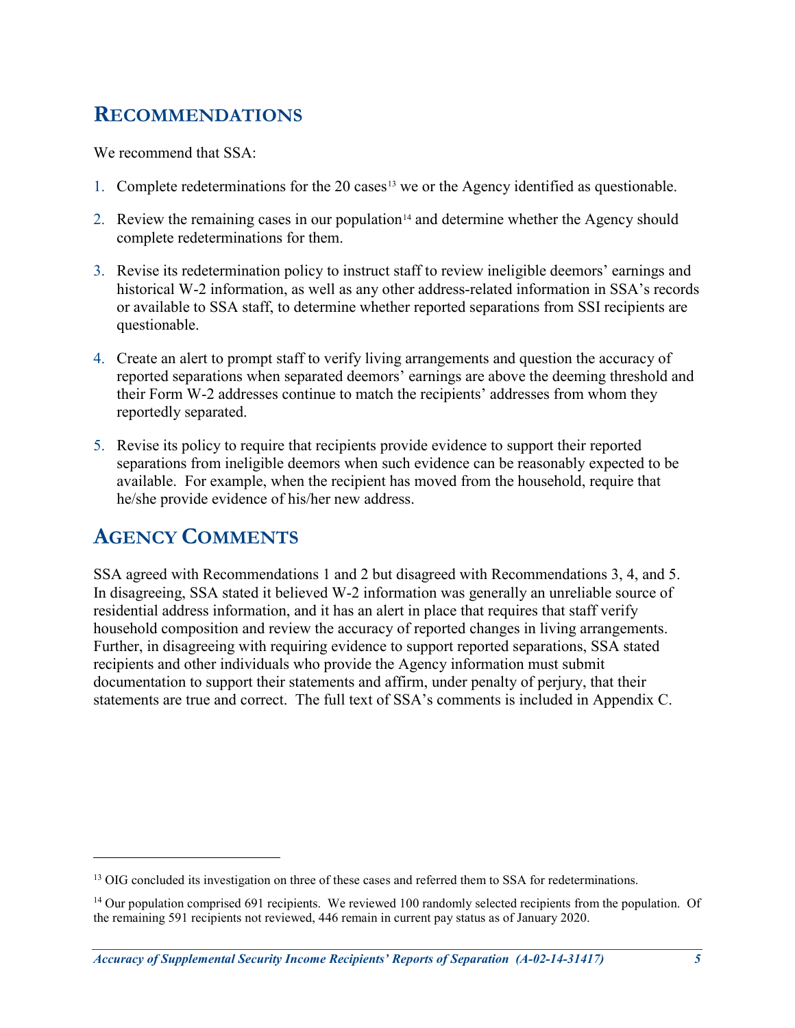## RECOMMENDATIONS

We recommend that SSA:

1. Complete redeterminations for the 20 cases[13] we or the Agency identified as questionable.
2. Review the remaining cases in our population[14] and determine whether the Agency should complete redeterminations for them.
3. Revise its redetermination policy to instruct staff to review ineligible deemors' earnings and historical W-2 information, as well as any other address-related information in SSA's records or available to SSA staff, to determine whether reported separations from SSI recipients are questionable.
4. Create an alert to prompt staff to verify living arrangements and question the accuracy of reported separations when separated deemors' earnings are above the deeming threshold and their Form W-2 addresses continue to match the recipients' addresses from whom they reportedly separated.
5. Revise its policy to require that recipients provide evidence to support their reported separations from ineligible deemors when such evidence can be reasonably expected to be available. For example, when the recipient has moved from the household, require that he/she provide evidence of his/her new address.

## AGENCY COMMENTS

SSA agreed with Recommendations 1 and 2 but disagreed with Recommendations 3, 4, and 5. In disagreeing, SSA stated it believed W-2 information was generally an unreliable source of residential address information, and it has an alert in place that requires that staff verify household composition and review the accuracy of reported changes in living arrangements. Further, in disagreeing with requiring evidence to support reported separations, SSA stated recipients and other individuals who provide the Agency information must submit documentation to support their statements and affirm, under penalty of perjury, that their statements are true and correct. The full text of SSA's comments is included in Appendix C.

---

[13] OIG concluded its investigation on three of these cases and referred them to SSA for redeterminations.

[14] Our population comprised 691 recipients. We reviewed 100 randomly selected recipients from the population. Of the remaining 591 recipients not reviewed, 446 remain in current pay status as of January 2020.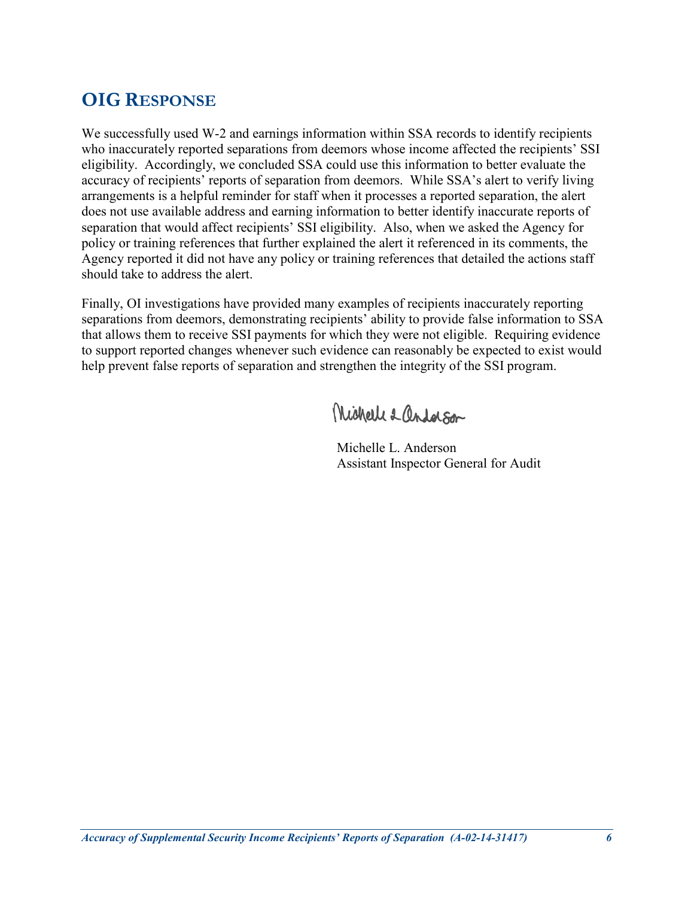## OIG RESPONSE

We successfully used W-2 and earnings information within SSA records to identify recipients who inaccurately reported separations from deemors whose income affected the recipients' SSI eligibility. Accordingly, we concluded SSA could use this information to better evaluate the accuracy of recipients' reports of separation from deemors. While SSA's alert to verify living arrangements is a helpful reminder for staff when it processes a reported separation, the alert does not use available address and earning information to better identify inaccurate reports of separation that would affect recipients' SSI eligibility. Also, when we asked the Agency for policy or training references that further explained the alert it referenced in its comments, the Agency reported it did not have any policy or training references that detailed the actions staff should take to address the alert.

Finally, OI investigations have provided many examples of recipients inaccurately reporting separations from deemors, demonstrating recipients' ability to provide false information to SSA that allows them to receive SSI payments for which they were not eligible. Requiring evidence to support reported changes whenever such evidence can reasonably be expected to exist would help prevent false reports of separation and strengthen the integrity of the SSI program.

Michelle L. Anderson
Assistant Inspector General for Audit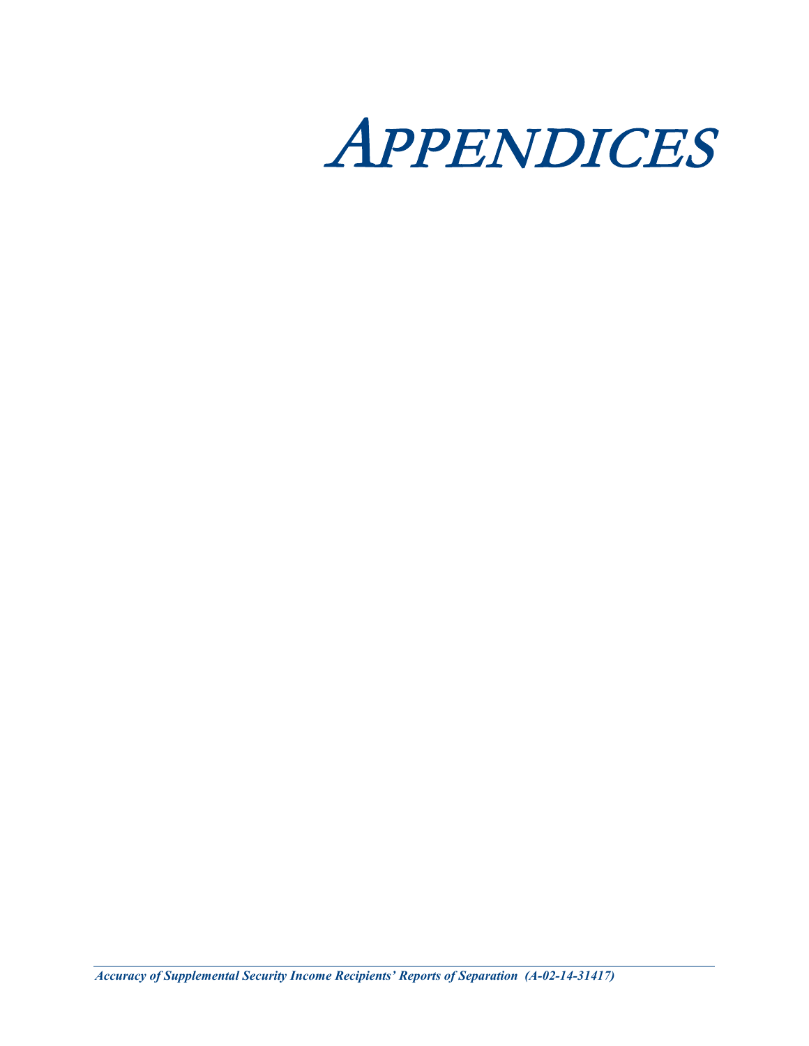# APPENDICES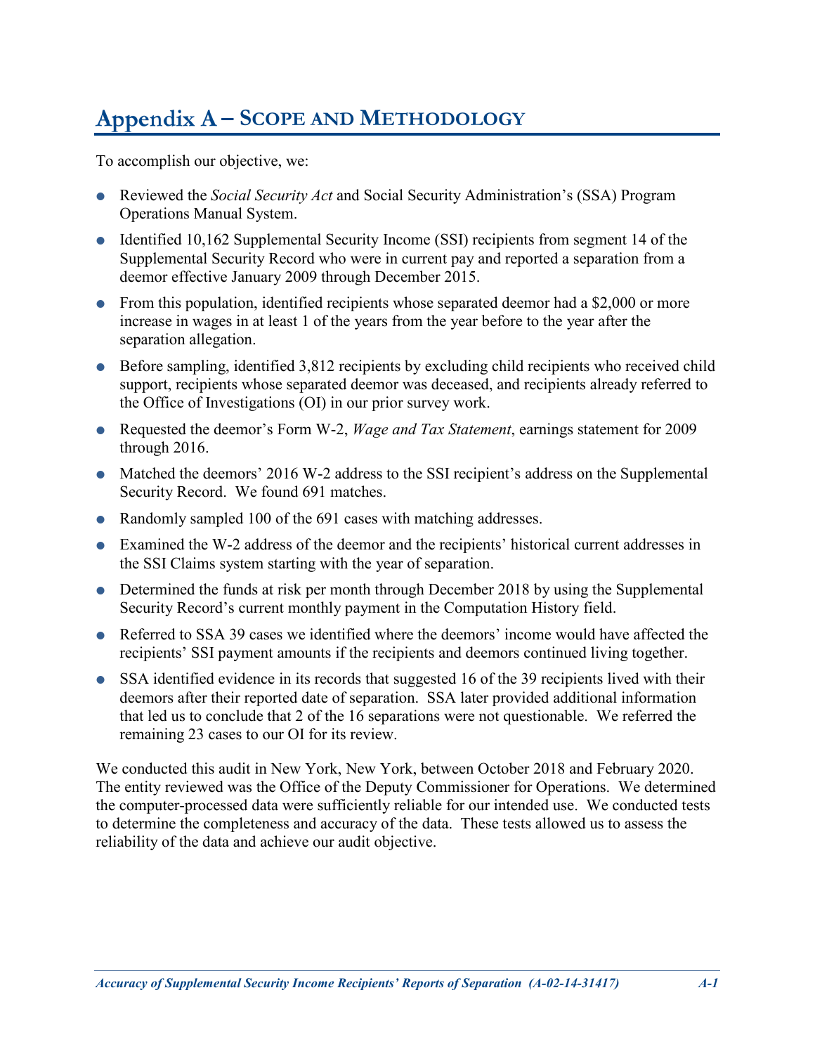# Appendix A – Scope and Methodology

To accomplish our objective, we:

- Reviewed the *Social Security Act* and Social Security Administration's (SSA) Program Operations Manual System.
- Identified 10,162 Supplemental Security Income (SSI) recipients from segment 14 of the Supplemental Security Record who were in current pay and reported a separation from a deemor effective January 2009 through December 2015.
- From this population, identified recipients whose separated deemor had a $2,000 or more increase in wages in at least 1 of the years from the year before to the year after the separation allegation.
- Before sampling, identified 3,812 recipients by excluding child recipients who received child support, recipients whose separated deemor was deceased, and recipients already referred to the Office of Investigations (OI) in our prior survey work.
- Requested the deemor's Form W-2, *Wage and Tax Statement*, earnings statement for 2009 through 2016.
- Matched the deemors' 2016 W-2 address to the SSI recipient's address on the Supplemental Security Record. We found 691 matches.
- Randomly sampled 100 of the 691 cases with matching addresses.
- Examined the W-2 address of the deemor and the recipients' historical current addresses in the SSI Claims system starting with the year of separation.
- Determined the funds at risk per month through December 2018 by using the Supplemental Security Record's current monthly payment in the Computation History field.
- Referred to SSA 39 cases we identified where the deemors' income would have affected the recipients' SSI payment amounts if the recipients and deemors continued living together.
- SSA identified evidence in its records that suggested 16 of the 39 recipients lived with their deemors after their reported date of separation. SSA later provided additional information that led us to conclude that 2 of the 16 separations were not questionable. We referred the remaining 23 cases to our OI for its review.

We conducted this audit in New York, New York, between October 2018 and February 2020. The entity reviewed was the Office of the Deputy Commissioner for Operations. We determined the computer-processed data were sufficiently reliable for our intended use. We conducted tests to determine the completeness and accuracy of the data. These tests allowed us to assess the reliability of the data and achieve our audit objective.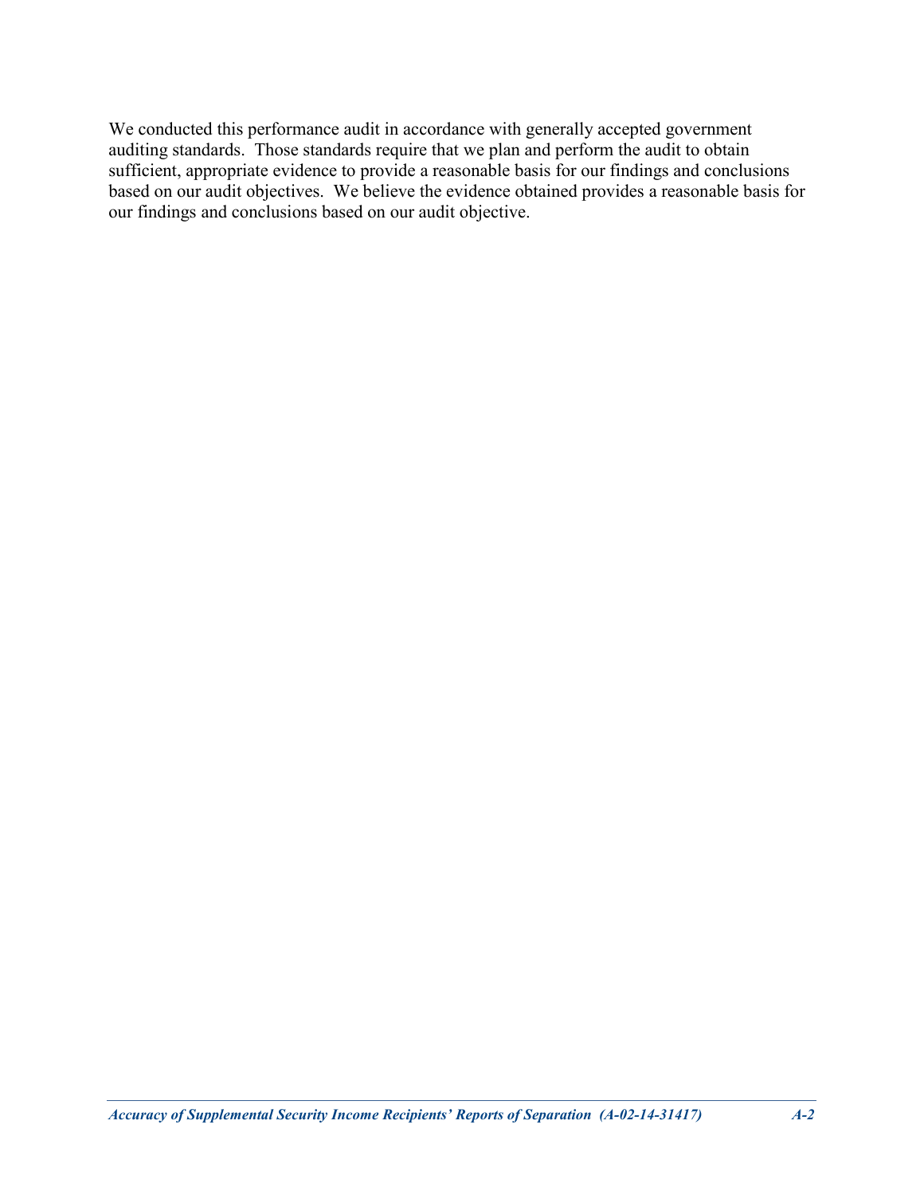We conducted this performance audit in accordance with generally accepted government auditing standards. Those standards require that we plan and perform the audit to obtain sufficient, appropriate evidence to provide a reasonable basis for our findings and conclusions based on our audit objectives. We believe the evidence obtained provides a reasonable basis for our findings and conclusions based on our audit objective.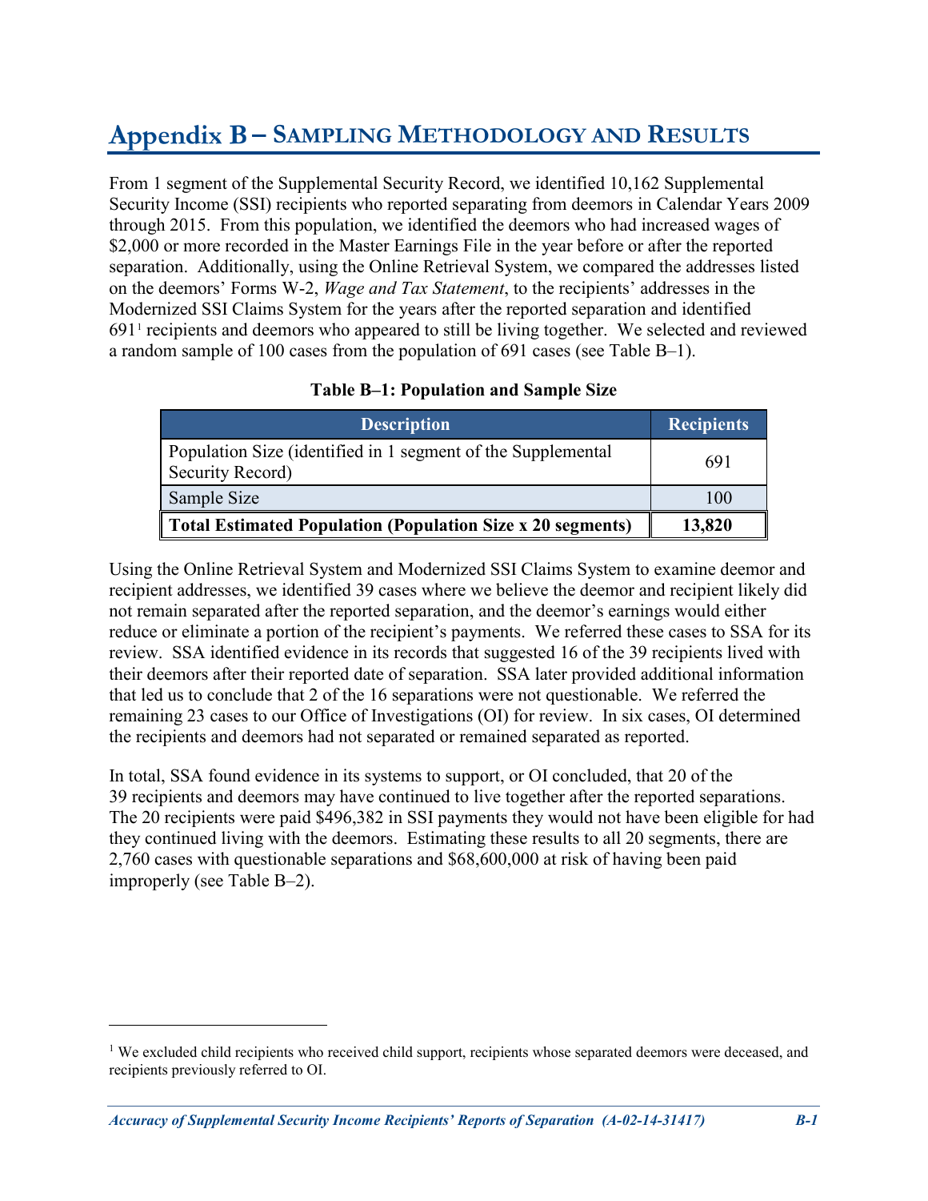# Appendix B – SAMPLING METHODOLOGY AND RESULTS

From 1 segment of the Supplemental Security Record, we identified 10,162 Supplemental Security Income (SSI) recipients who reported separating from deemors in Calendar Years 2009 through 2015. From this population, we identified the deemors who had increased wages of $2,000 or more recorded in the Master Earnings File in the year before or after the reported separation. Additionally, using the Online Retrieval System, we compared the addresses listed on the deemors' Forms W-2, *Wage and Tax Statement*, to the recipients' addresses in the Modernized SSI Claims System for the years after the reported separation and identified 691[1] recipients and deemors who appeared to still be living together. We selected and reviewed a random sample of 100 cases from the population of 691 cases (see Table B–1).

**Table B–1: Population and Sample Size**

| Description | Recipients |
|---|---|
| Population Size (identified in 1 segment of the Supplemental Security Record) | 691 |
| Sample Size | 100 |
| **Total Estimated Population (Population Size x 20 segments)** | **13,820** |

Using the Online Retrieval System and Modernized SSI Claims System to examine deemor and recipient addresses, we identified 39 cases where we believe the deemor and recipient likely did not remain separated after the reported separation, and the deemor's earnings would either reduce or eliminate a portion of the recipient's payments. We referred these cases to SSA for its review. SSA identified evidence in its records that suggested 16 of the 39 recipients lived with their deemors after their reported date of separation. SSA later provided additional information that led us to conclude that 2 of the 16 separations were not questionable. We referred the remaining 23 cases to our Office of Investigations (OI) for review. In six cases, OI determined the recipients and deemors had not separated or remained separated as reported.

In total, SSA found evidence in its systems to support, or OI concluded, that 20 of the 39 recipients and deemors may have continued to live together after the reported separations. The 20 recipients were paid $496,382 in SSI payments they would not have been eligible for had they continued living with the deemors. Estimating these results to all 20 segments, there are 2,760 cases with questionable separations and $68,600,000 at risk of having been paid improperly (see Table B–2).

---

[1] We excluded child recipients who received child support, recipients whose separated deemors were deceased, and recipients previously referred to OI.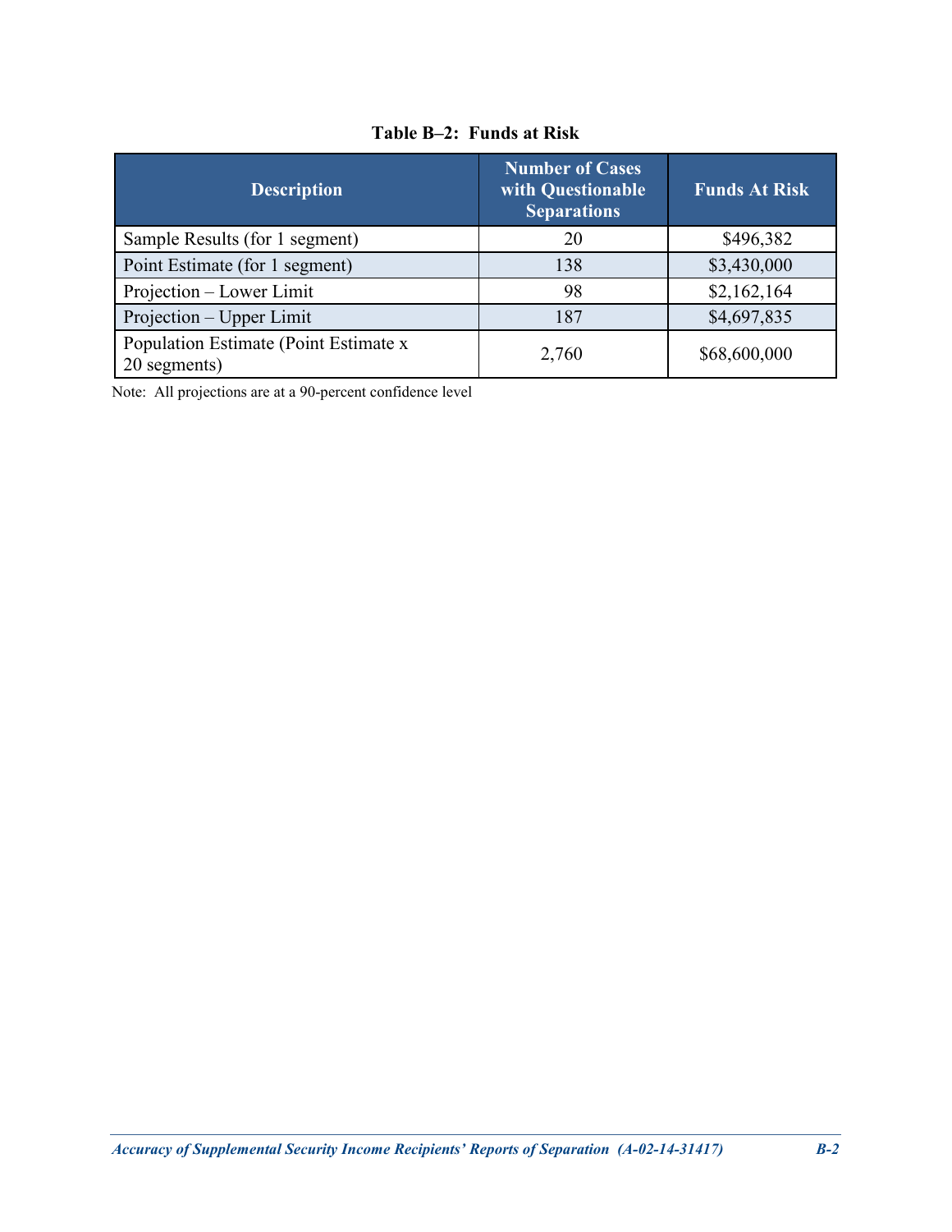**Table B–2: Funds at Risk**

| Description | Number of Cases with Questionable Separations | Funds At Risk |
| --- | --- | --- |
| Sample Results (for 1 segment) | 20 | $496,382 |
| Point Estimate (for 1 segment) | 138 | $3,430,000 |
| Projection – Lower Limit | 98 | $2,162,164 |
| Projection – Upper Limit | 187 | $4,697,835 |
| Population Estimate (Point Estimate x 20 segments) | 2,760 | $68,600,000 |

Note: All projections are at a 90-percent confidence level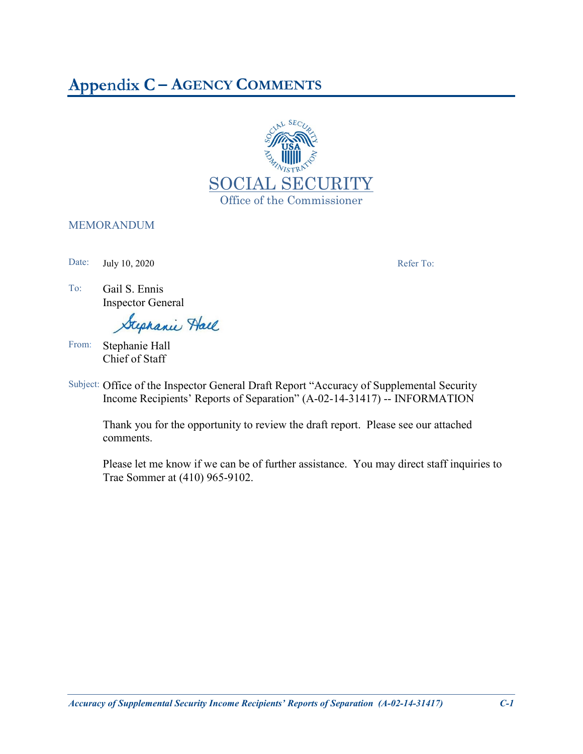# Appendix C – AGENCY COMMENTS

SOCIAL SECURITY

Office of the Commissioner

MEMORANDUM

Date: July 10, 2020

Refer To:

To: Gail S. Ennis
Inspector General

From: Stephanie Hall
Chief of Staff

Subject: Office of the Inspector General Draft Report "Accuracy of Supplemental Security Income Recipients' Reports of Separation" (A-02-14-31417) -- INFORMATION

Thank you for the opportunity to review the draft report. Please see our attached comments.

Please let me know if we can be of further assistance. You may direct staff inquiries to Trae Sommer at (410) 965-9102.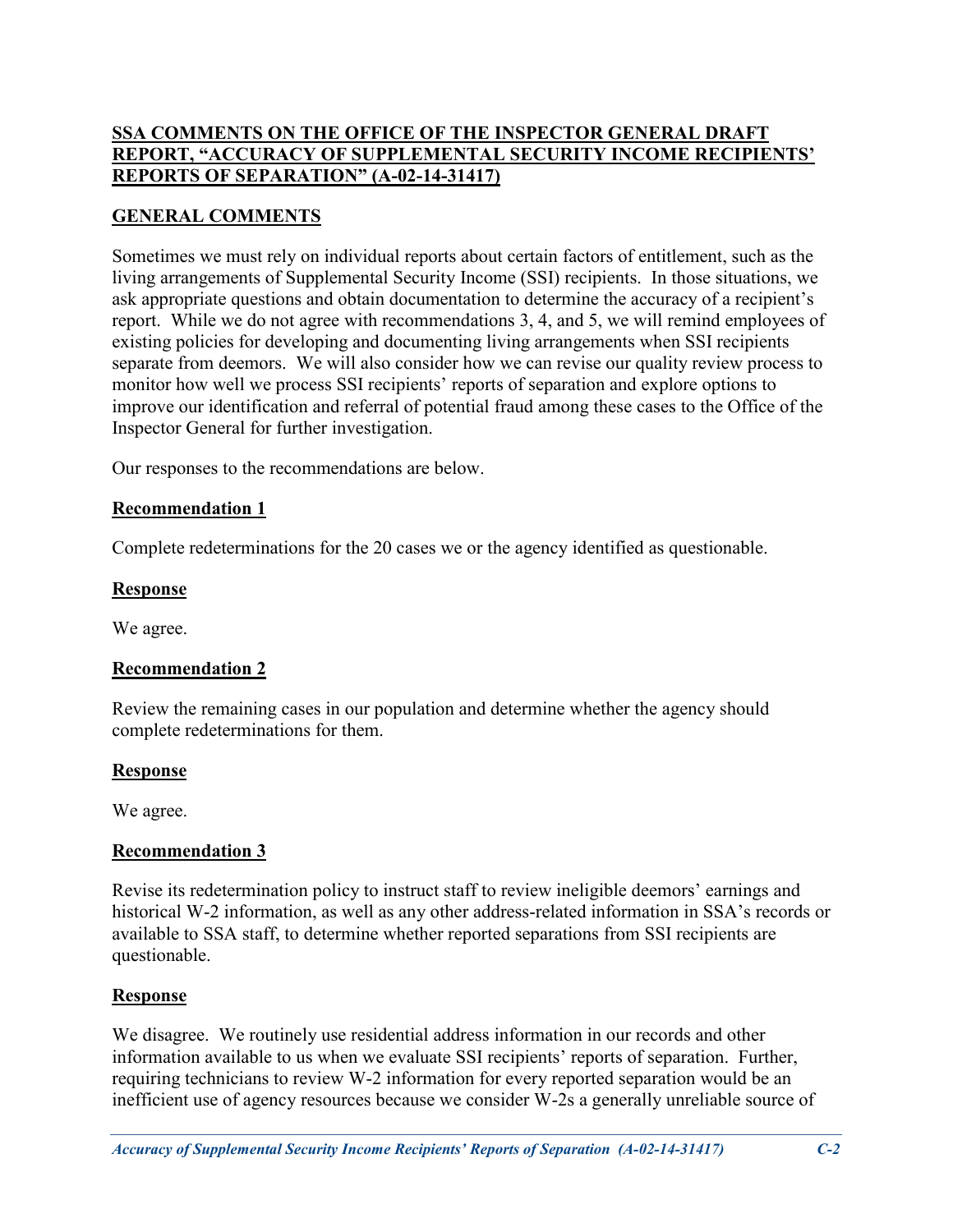**SSA COMMENTS ON THE OFFICE OF THE INSPECTOR GENERAL DRAFT REPORT, "ACCURACY OF SUPPLEMENTAL SECURITY INCOME RECIPIENTS' REPORTS OF SEPARATION" (A-02-14-31417)**

**GENERAL COMMENTS**

Sometimes we must rely on individual reports about certain factors of entitlement, such as the living arrangements of Supplemental Security Income (SSI) recipients. In those situations, we ask appropriate questions and obtain documentation to determine the accuracy of a recipient's report. While we do not agree with recommendations 3, 4, and 5, we will remind employees of existing policies for developing and documenting living arrangements when SSI recipients separate from deemors. We will also consider how we can revise our quality review process to monitor how well we process SSI recipients' reports of separation and explore options to improve our identification and referral of potential fraud among these cases to the Office of the Inspector General for further investigation.

Our responses to the recommendations are below.

**Recommendation 1**

Complete redeterminations for the 20 cases we or the agency identified as questionable.

**Response**

We agree.

**Recommendation 2**

Review the remaining cases in our population and determine whether the agency should complete redeterminations for them.

**Response**

We agree.

**Recommendation 3**

Revise its redetermination policy to instruct staff to review ineligible deemors' earnings and historical W-2 information, as well as any other address-related information in SSA's records or available to SSA staff, to determine whether reported separations from SSI recipients are questionable.

**Response**

We disagree. We routinely use residential address information in our records and other information available to us when we evaluate SSI recipients' reports of separation. Further, requiring technicians to review W-2 information for every reported separation would be an inefficient use of agency resources because we consider W-2s a generally unreliable source of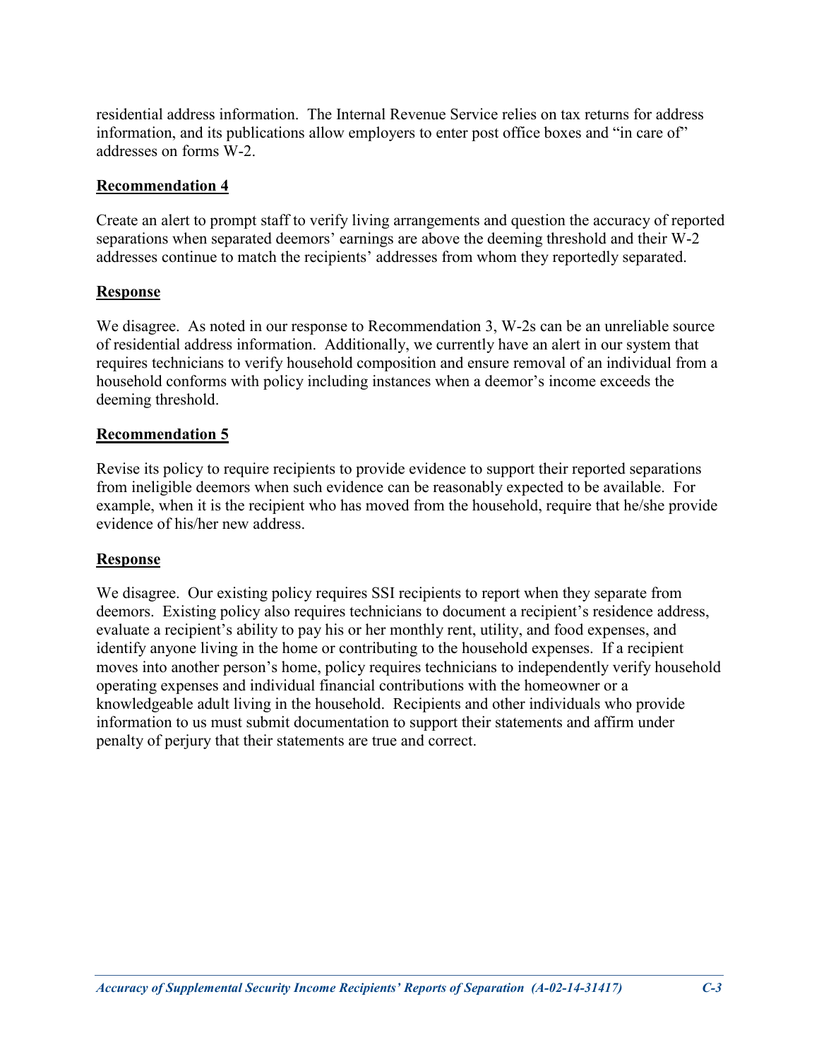residential address information. The Internal Revenue Service relies on tax returns for address information, and its publications allow employers to enter post office boxes and "in care of" addresses on forms W-2.

**Recommendation 4**

Create an alert to prompt staff to verify living arrangements and question the accuracy of reported separations when separated deemors' earnings are above the deeming threshold and their W-2 addresses continue to match the recipients' addresses from whom they reportedly separated.

**Response**

We disagree. As noted in our response to Recommendation 3, W-2s can be an unreliable source of residential address information. Additionally, we currently have an alert in our system that requires technicians to verify household composition and ensure removal of an individual from a household conforms with policy including instances when a deemor's income exceeds the deeming threshold.

**Recommendation 5**

Revise its policy to require recipients to provide evidence to support their reported separations from ineligible deemors when such evidence can be reasonably expected to be available. For example, when it is the recipient who has moved from the household, require that he/she provide evidence of his/her new address.

**Response**

We disagree. Our existing policy requires SSI recipients to report when they separate from deemors. Existing policy also requires technicians to document a recipient's residence address, evaluate a recipient's ability to pay his or her monthly rent, utility, and food expenses, and identify anyone living in the home or contributing to the household expenses. If a recipient moves into another person's home, policy requires technicians to independently verify household operating expenses and individual financial contributions with the homeowner or a knowledgeable adult living in the household. Recipients and other individuals who provide information to us must submit documentation to support their statements and affirm under penalty of perjury that their statements are true and correct.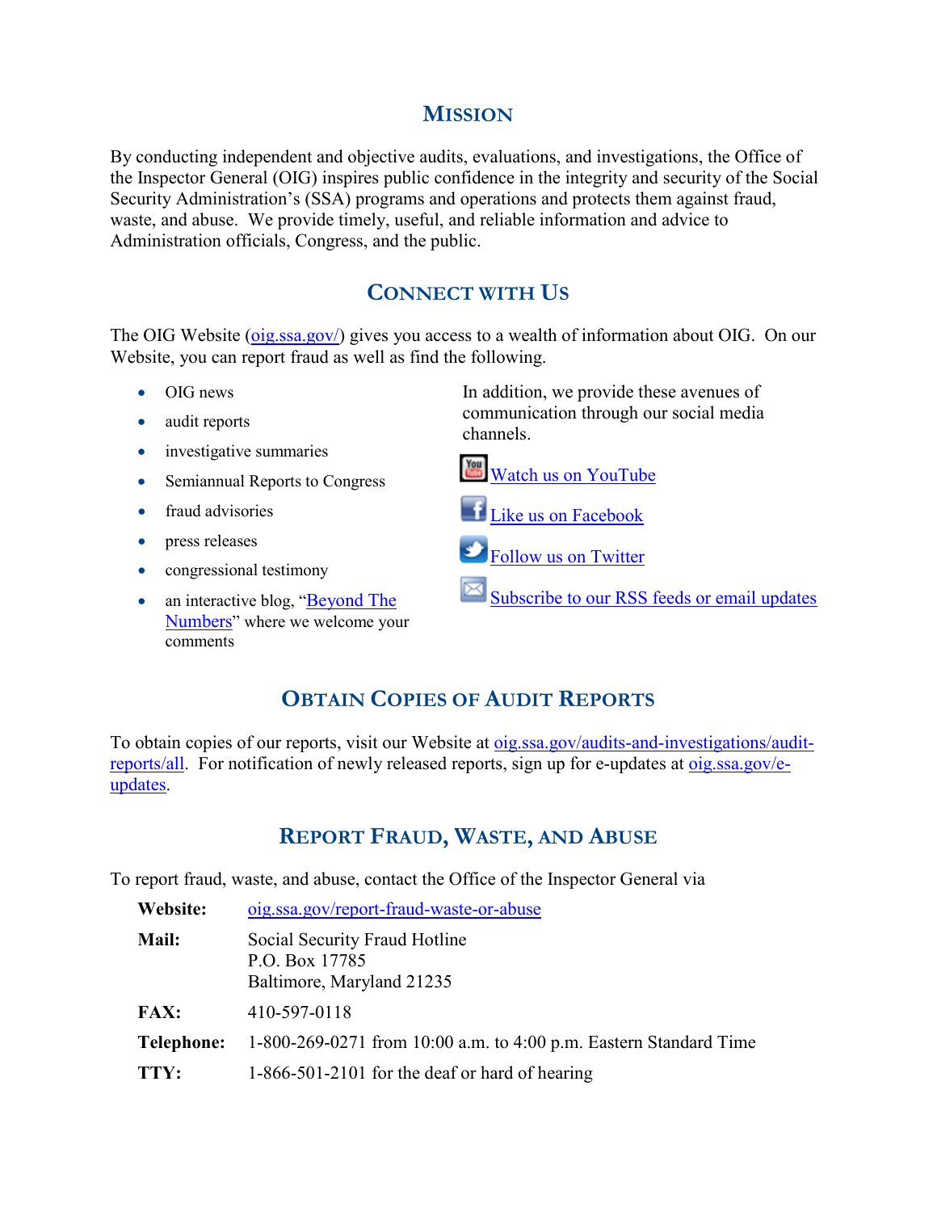## Mission

By conducting independent and objective audits, evaluations, and investigations, the Office of the Inspector General (OIG) inspires public confidence in the integrity and security of the Social Security Administration's (SSA) programs and operations and protects them against fraud, waste, and abuse. We provide timely, useful, and reliable information and advice to Administration officials, Congress, and the public.

## Connect with Us

The OIG Website (oig.ssa.gov/) gives you access to a wealth of information about OIG. On our Website, you can report fraud as well as find the following.

- OIG news
- audit reports
- investigative summaries
- Semiannual Reports to Congress
- fraud advisories
- press releases
- congressional testimony
- an interactive blog, "Beyond The Numbers" where we welcome your comments

In addition, we provide these avenues of communication through our social media channels.

Watch us on YouTube

Like us on Facebook

Follow us on Twitter

Subscribe to our RSS feeds or email updates

## Obtain Copies of Audit Reports

To obtain copies of our reports, visit our Website at oig.ssa.gov/audits-and-investigations/audit-reports/all. For notification of newly released reports, sign up for e-updates at oig.ssa.gov/e-updates.

## Report Fraud, Waste, and Abuse

To report fraud, waste, and abuse, contact the Office of the Inspector General via

| | |
|---|---|
| **Website:** | oig.ssa.gov/report-fraud-waste-or-abuse |
| **Mail:** | Social Security Fraud Hotline<br>P.O. Box 17785<br>Baltimore, Maryland 21235 |
| **FAX:** | 410-597-0118 |
| **Telephone:** | 1-800-269-0271 from 10:00 a.m. to 4:00 p.m. Eastern Standard Time |
| **TTY:** | 1-866-501-2101 for the deaf or hard of hearing |